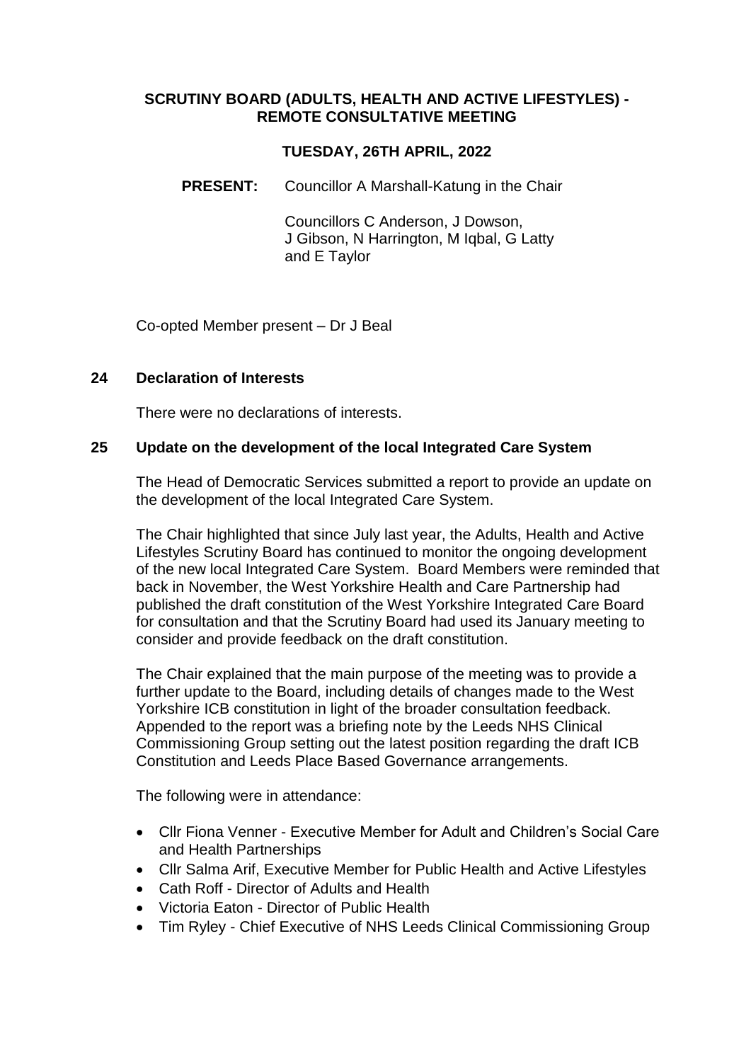# SCRUTINY BOARD (ADULTS, HEALTH AND ACTIVE LIFESTYLES) - REMOTE CONSULTATIVE MEETING

## TUESDAY, 26TH APRIL, 2022

**PRESENT:** Councillor A Marshall-Katung in the Chair

Councillors C Anderson, J Dowson, J Gibson, N Harrington, M Iqbal, G Latty and E Taylor

Co-opted Member present – Dr J Beal

## 24 Declaration of Interests

There were no declarations of interests.

## 25 Update on the development of the local Integrated Care System

The Head of Democratic Services submitted a report to provide an update on the development of the local Integrated Care System.

The Chair highlighted that since July last year, the Adults, Health and Active Lifestyles Scrutiny Board has continued to monitor the ongoing development of the new local Integrated Care System. Board Members were reminded that back in November, the West Yorkshire Health and Care Partnership had published the draft constitution of the West Yorkshire Integrated Care Board for consultation and that the Scrutiny Board had used its January meeting to consider and provide feedback on the draft constitution.

The Chair explained that the main purpose of the meeting was to provide a further update to the Board, including details of changes made to the West Yorkshire ICB constitution in light of the broader consultation feedback. Appended to the report was a briefing note by the Leeds NHS Clinical Commissioning Group setting out the latest position regarding the draft ICB Constitution and Leeds Place Based Governance arrangements.

The following were in attendance:

- Cllr Fiona Venner - Executive Member for Adult and Children's Social Care and Health Partnerships
- Cllr Salma Arif, Executive Member for Public Health and Active Lifestyles
- Cath Roff - Director of Adults and Health
- Victoria Eaton - Director of Public Health
- Tim Ryley - Chief Executive of NHS Leeds Clinical Commissioning Group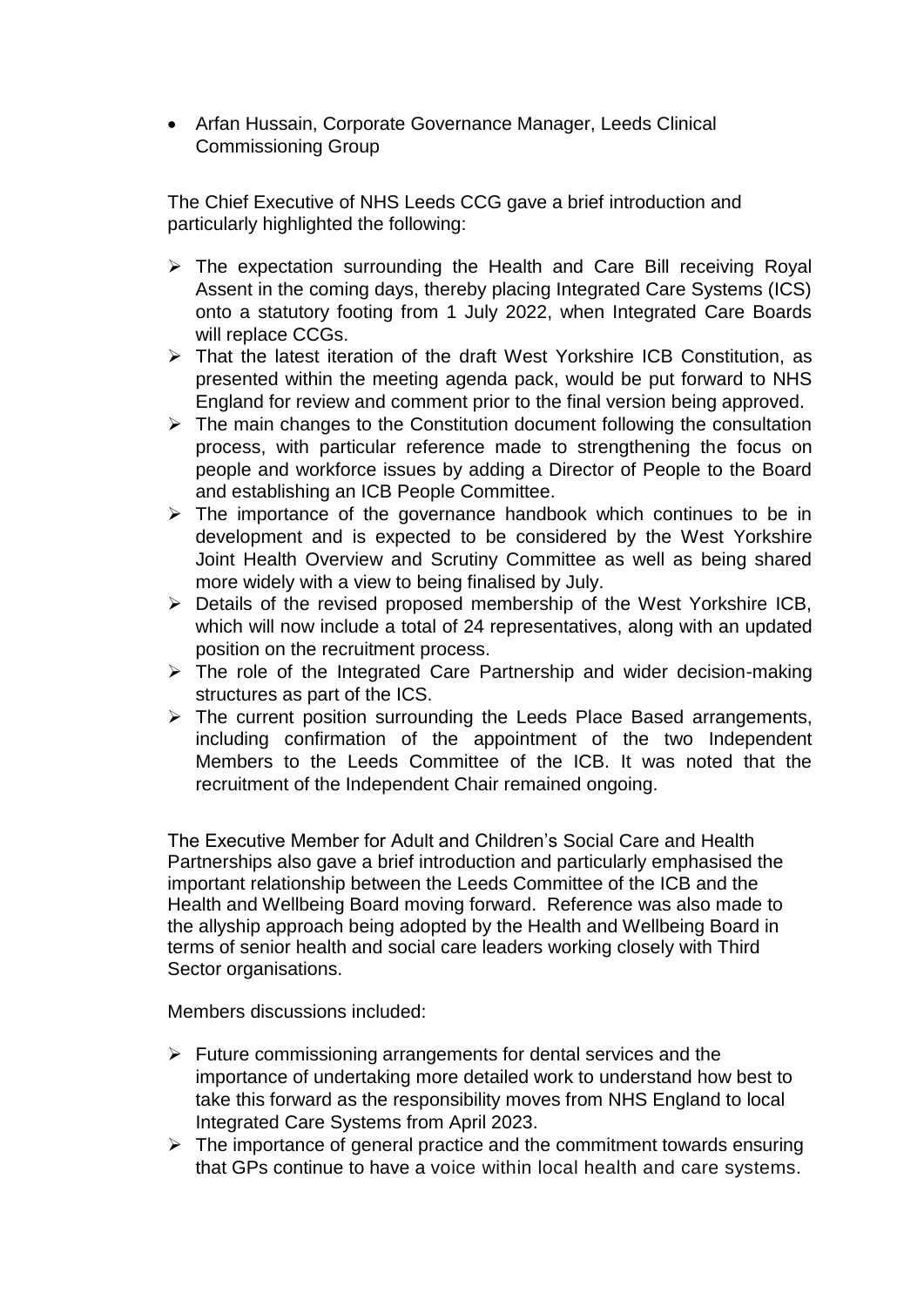- Arfan Hussain, Corporate Governance Manager, Leeds Clinical Commissioning Group

The Chief Executive of NHS Leeds CCG gave a brief introduction and particularly highlighted the following:

- The expectation surrounding the Health and Care Bill receiving Royal Assent in the coming days, thereby placing Integrated Care Systems (ICS) onto a statutory footing from 1 July 2022, when Integrated Care Boards will replace CCGs.
- That the latest iteration of the draft West Yorkshire ICB Constitution, as presented within the meeting agenda pack, would be put forward to NHS England for review and comment prior to the final version being approved.
- The main changes to the Constitution document following the consultation process, with particular reference made to strengthening the focus on people and workforce issues by adding a Director of People to the Board and establishing an ICB People Committee.
- The importance of the governance handbook which continues to be in development and is expected to be considered by the West Yorkshire Joint Health Overview and Scrutiny Committee as well as being shared more widely with a view to being finalised by July.
- Details of the revised proposed membership of the West Yorkshire ICB, which will now include a total of 24 representatives, along with an updated position on the recruitment process.
- The role of the Integrated Care Partnership and wider decision-making structures as part of the ICS.
- The current position surrounding the Leeds Place Based arrangements, including confirmation of the appointment of the two Independent Members to the Leeds Committee of the ICB. It was noted that the recruitment of the Independent Chair remained ongoing.

The Executive Member for Adult and Children's Social Care and Health Partnerships also gave a brief introduction and particularly emphasised the important relationship between the Leeds Committee of the ICB and the Health and Wellbeing Board moving forward. Reference was also made to the allyship approach being adopted by the Health and Wellbeing Board in terms of senior health and social care leaders working closely with Third Sector organisations.

Members discussions included:

- Future commissioning arrangements for dental services and the importance of undertaking more detailed work to understand how best to take this forward as the responsibility moves from NHS England to local Integrated Care Systems from April 2023.
- The importance of general practice and the commitment towards ensuring that GPs continue to have a voice within local health and care systems.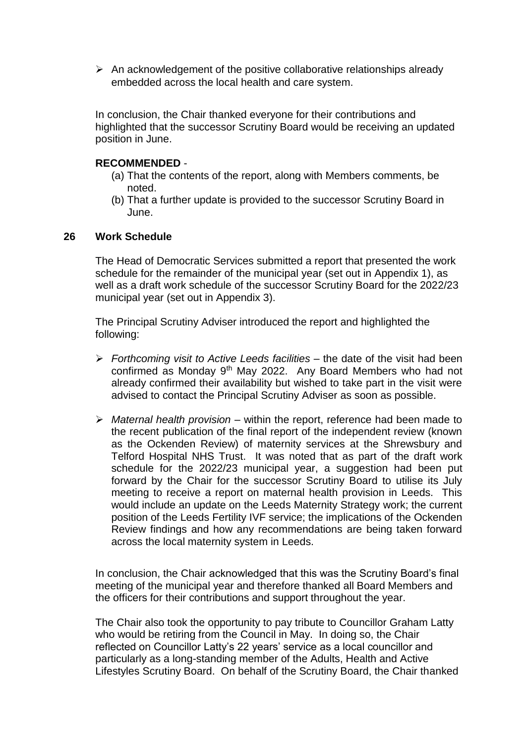- An acknowledgement of the positive collaborative relationships already embedded across the local health and care system.

In conclusion, the Chair thanked everyone for their contributions and highlighted that the successor Scrutiny Board would be receiving an updated position in June.

**RECOMMENDED** -

(a) That the contents of the report, along with Members comments, be noted.
(b) That a further update is provided to the successor Scrutiny Board in June.

## 26 Work Schedule

The Head of Democratic Services submitted a report that presented the work schedule for the remainder of the municipal year (set out in Appendix 1), as well as a draft work schedule of the successor Scrutiny Board for the 2022/23 municipal year (set out in Appendix 3).

The Principal Scrutiny Adviser introduced the report and highlighted the following:

- *Forthcoming visit to Active Leeds facilities* – the date of the visit had been confirmed as Monday 9th May 2022. Any Board Members who had not already confirmed their availability but wished to take part in the visit were advised to contact the Principal Scrutiny Adviser as soon as possible.

- *Maternal health provision* – within the report, reference had been made to the recent publication of the final report of the independent review (known as the Ockenden Review) of maternity services at the Shrewsbury and Telford Hospital NHS Trust. It was noted that as part of the draft work schedule for the 2022/23 municipal year, a suggestion had been put forward by the Chair for the successor Scrutiny Board to utilise its July meeting to receive a report on maternal health provision in Leeds. This would include an update on the Leeds Maternity Strategy work; the current position of the Leeds Fertility IVF service; the implications of the Ockenden Review findings and how any recommendations are being taken forward across the local maternity system in Leeds.

In conclusion, the Chair acknowledged that this was the Scrutiny Board's final meeting of the municipal year and therefore thanked all Board Members and the officers for their contributions and support throughout the year.

The Chair also took the opportunity to pay tribute to Councillor Graham Latty who would be retiring from the Council in May. In doing so, the Chair reflected on Councillor Latty's 22 years' service as a local councillor and particularly as a long-standing member of the Adults, Health and Active Lifestyles Scrutiny Board. On behalf of the Scrutiny Board, the Chair thanked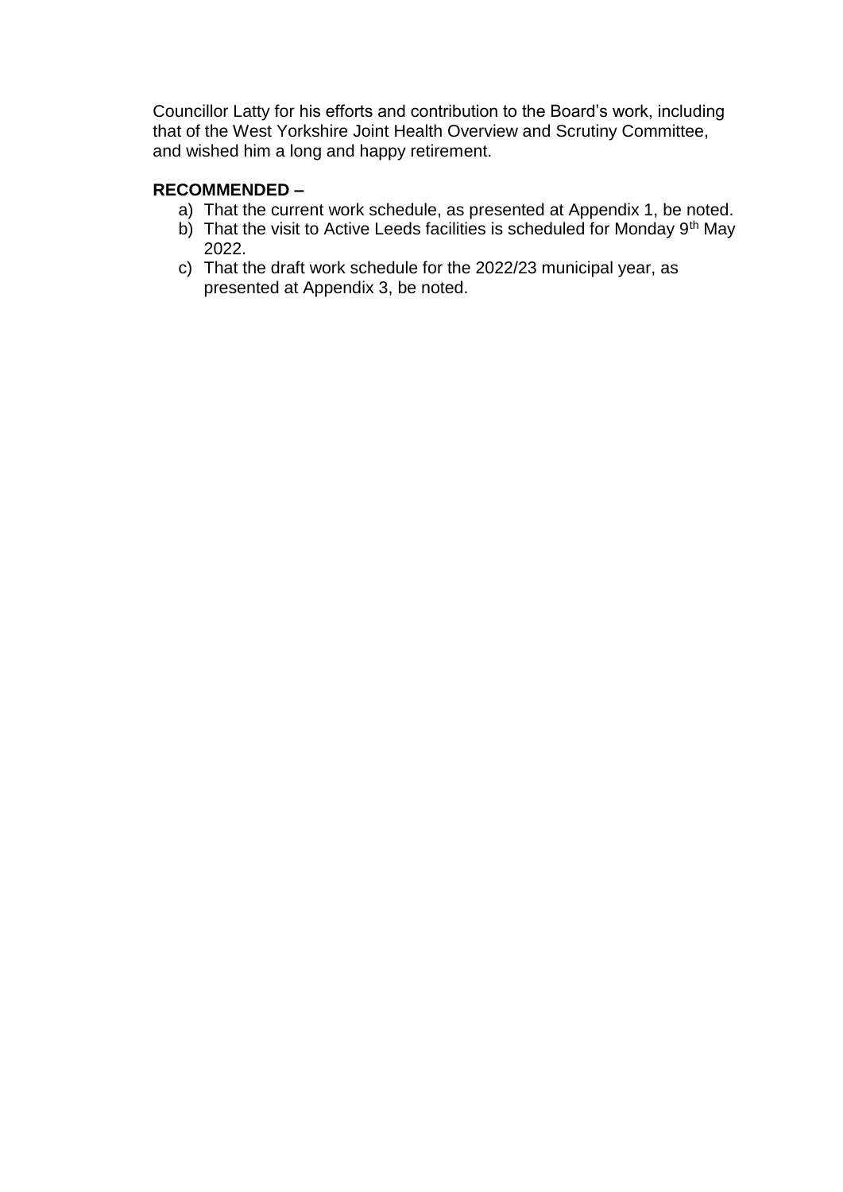Councillor Latty for his efforts and contribution to the Board's work, including that of the West Yorkshire Joint Health Overview and Scrutiny Committee, and wished him a long and happy retirement.

**RECOMMENDED –**

a) That the current work schedule, as presented at Appendix 1, be noted.
b) That the visit to Active Leeds facilities is scheduled for Monday 9th May 2022.
c) That the draft work schedule for the 2022/23 municipal year, as presented at Appendix 3, be noted.